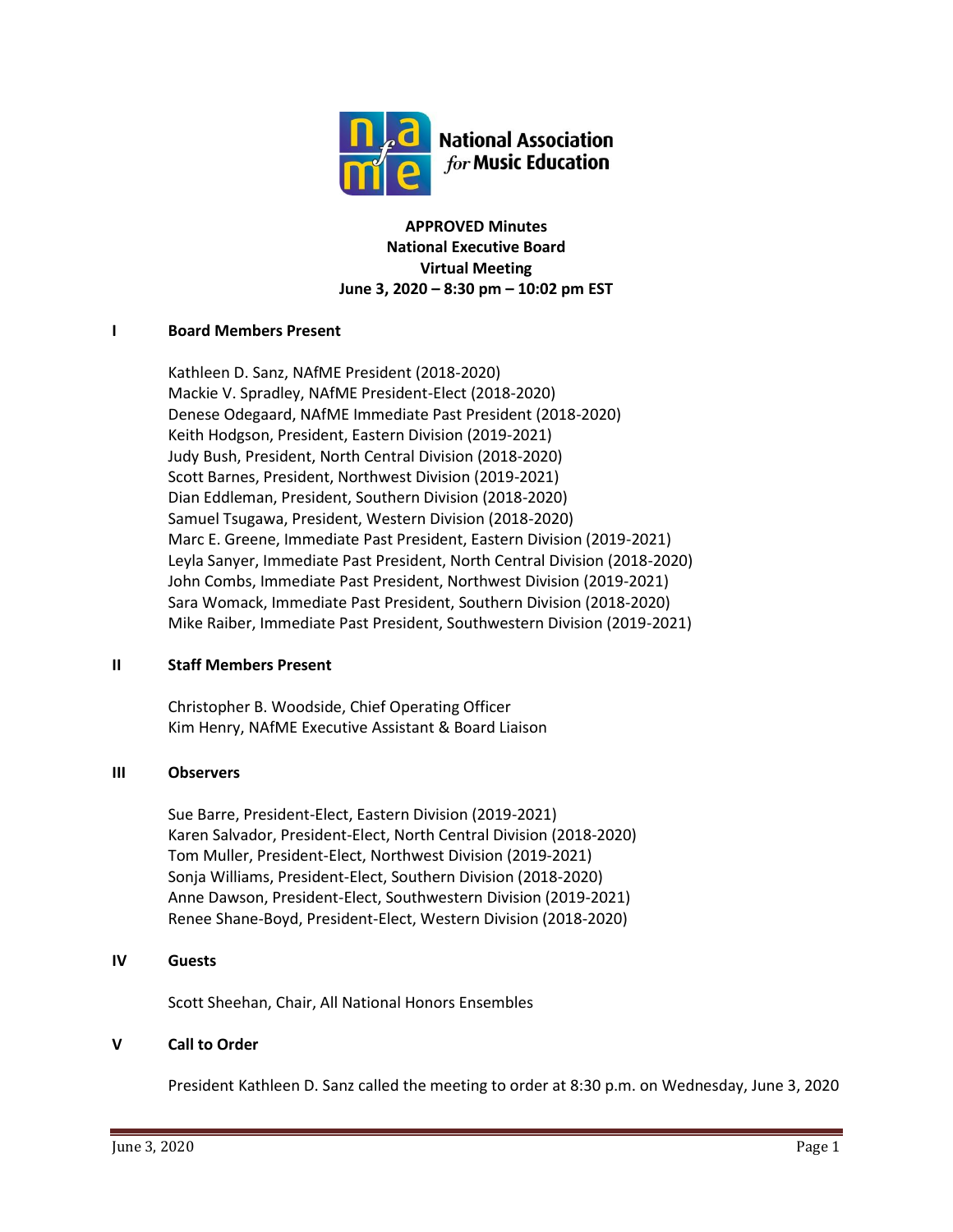National Association *for* Music Education

**APPROVED Minutes**
**National Executive Board**
**Virtual Meeting**
**June 3, 2020 – 8:30 pm – 10:02 pm EST**

## I Board Members Present

Kathleen D. Sanz, NAfME President (2018-2020)
Mackie V. Spradley, NAfME President-Elect (2018-2020)
Denese Odegaard, NAfME Immediate Past President (2018-2020)
Keith Hodgson, President, Eastern Division (2019-2021)
Judy Bush, President, North Central Division (2018-2020)
Scott Barnes, President, Northwest Division (2019-2021)
Dian Eddleman, President, Southern Division (2018-2020)
Samuel Tsugawa, President, Western Division (2018-2020)
Marc E. Greene, Immediate Past President, Eastern Division (2019-2021)
Leyla Sanyer, Immediate Past President, North Central Division (2018-2020)
John Combs, Immediate Past President, Northwest Division (2019-2021)
Sara Womack, Immediate Past President, Southern Division (2018-2020)
Mike Raiber, Immediate Past President, Southwestern Division (2019-2021)

## II Staff Members Present

Christopher B. Woodside, Chief Operating Officer
Kim Henry, NAfME Executive Assistant & Board Liaison

## III Observers

Sue Barre, President-Elect, Eastern Division (2019-2021)
Karen Salvador, President-Elect, North Central Division (2018-2020)
Tom Muller, President-Elect, Northwest Division (2019-2021)
Sonja Williams, President-Elect, Southern Division (2018-2020)
Anne Dawson, President-Elect, Southwestern Division (2019-2021)
Renee Shane-Boyd, President-Elect, Western Division (2018-2020)

## IV Guests

Scott Sheehan, Chair, All National Honors Ensembles

## V Call to Order

President Kathleen D. Sanz called the meeting to order at 8:30 p.m. on Wednesday, June 3, 2020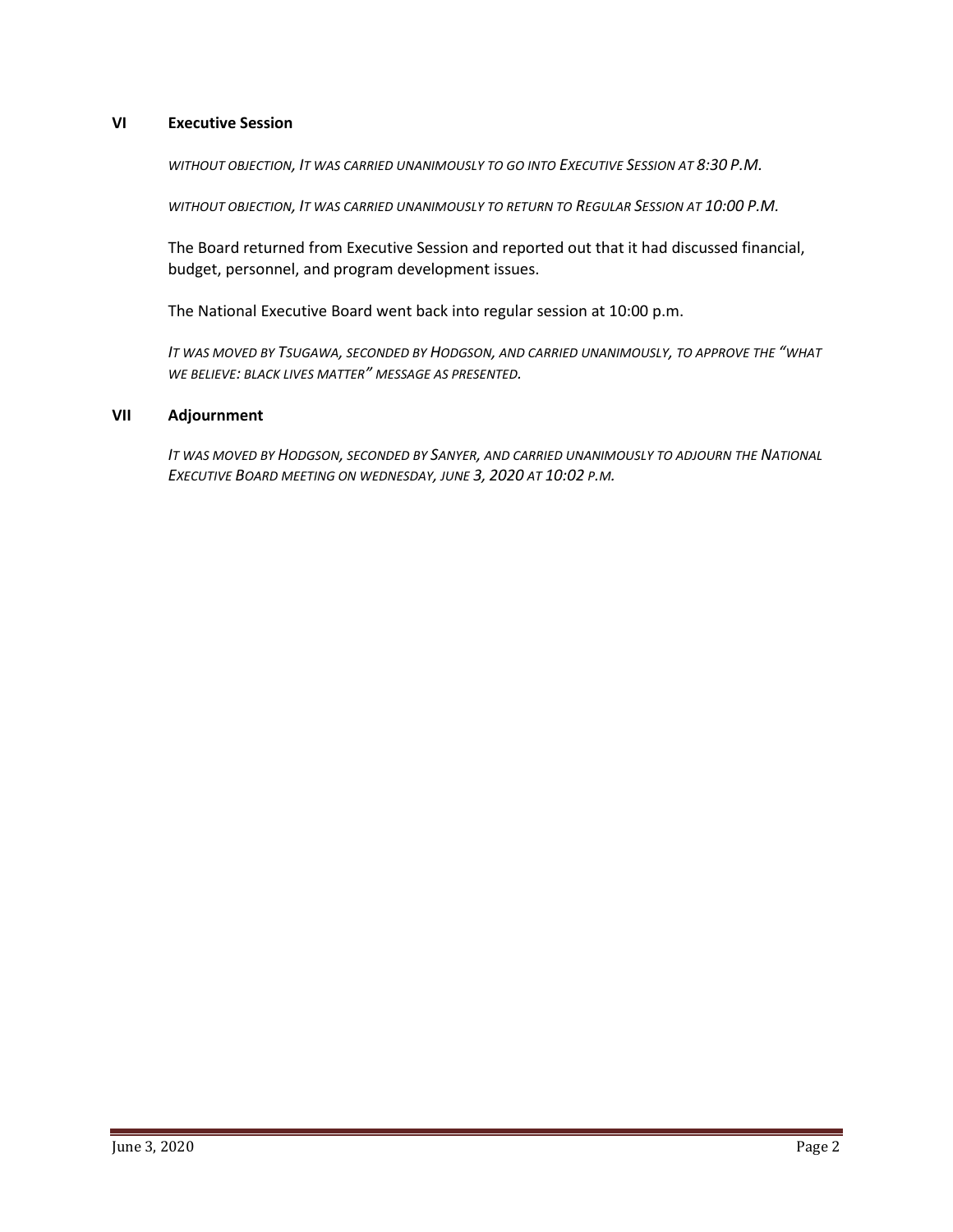## VI Executive Session

*WITHOUT OBJECTION, IT WAS CARRIED UNANIMOUSLY TO GO INTO EXECUTIVE SESSION AT 8:30 P.M.*

*WITHOUT OBJECTION, IT WAS CARRIED UNANIMOUSLY TO RETURN TO REGULAR SESSION AT 10:00 P.M.*

The Board returned from Executive Session and reported out that it had discussed financial, budget, personnel, and program development issues.

The National Executive Board went back into regular session at 10:00 p.m.

*IT WAS MOVED BY TSUGAWA, SECONDED BY HODGSON, AND CARRIED UNANIMOUSLY, TO APPROVE THE "WHAT WE BELIEVE: BLACK LIVES MATTER" MESSAGE AS PRESENTED.*

## VII Adjournment

*IT WAS MOVED BY HODGSON, SECONDED BY SANYER, AND CARRIED UNANIMOUSLY TO ADJOURN THE NATIONAL EXECUTIVE BOARD MEETING ON WEDNESDAY, JUNE 3, 2020 AT 10:02 P.M.*